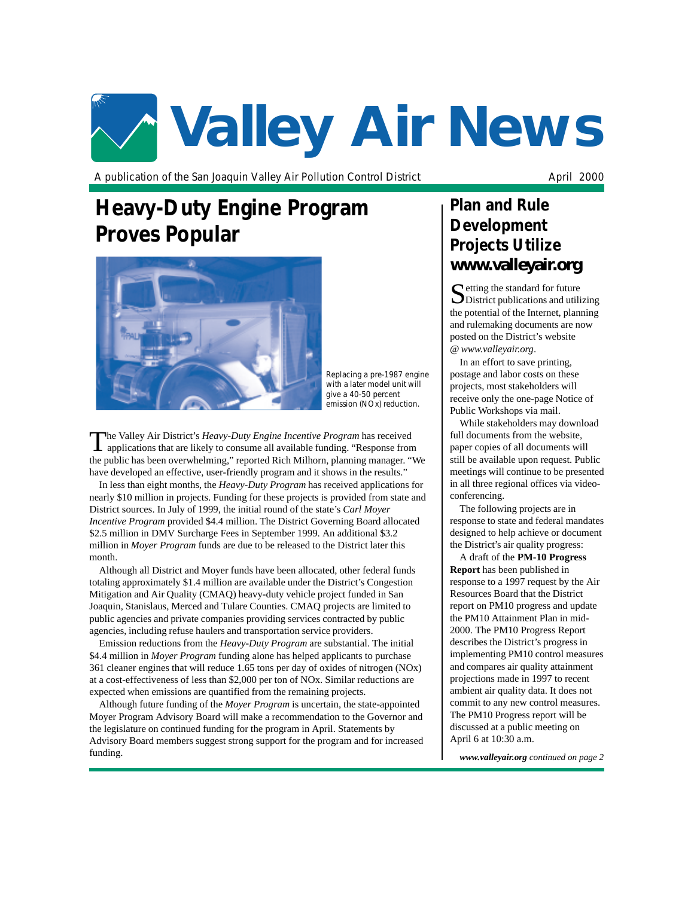# Valley Air News

A publication of the San Joaquin Valley Air Pollution Control District

April 2000

## Heavy-Duty Engine Program Proves Popular

Replacing a pre-1987 engine with a later model unit will give a 40-50 percent emission (NOx) reduction.

The Valley Air District's *Heavy-Duty Engine Incentive Program* has received applications that are likely to consume all available funding. "Response from the public has been overwhelming," reported Rich Milhorn, planning manager. "We have developed an effective, user-friendly program and it shows in the results."

In less than eight months, the *Heavy-Duty Program* has received applications for nearly $10 million in projects. Funding for these projects is provided from state and District sources. In July of 1999, the initial round of the state's *Carl Moyer Incentive Program* provided $4.4 million. The District Governing Board allocated $2.5 million in DMV Surcharge Fees in September 1999. An additional $3.2 million in *Moyer Program* funds are due to be released to the District later this month.

Although all District and Moyer funds have been allocated, other federal funds totaling approximately $1.4 million are available under the District's Congestion Mitigation and Air Quality (CMAQ) heavy-duty vehicle project funded in San Joaquin, Stanislaus, Merced and Tulare Counties. CMAQ projects are limited to public agencies and private companies providing services contracted by public agencies, including refuse haulers and transportation service providers.

Emission reductions from the *Heavy-Duty Program* are substantial. The initial $4.4 million in *Moyer Program* funding alone has helped applicants to purchase 361 cleaner engines that will reduce 1.65 tons per day of oxides of nitrogen (NOx) at a cost-effectiveness of less than $2,000 per ton of NOx. Similar reductions are expected when emissions are quantified from the remaining projects.

Although future funding of the *Moyer Program* is uncertain, the state-appointed Moyer Program Advisory Board will make a recommendation to the Governor and the legislature on continued funding for the program in April. Statements by Advisory Board members suggest strong support for the program and for increased funding.

## Plan and Rule Development Projects Utilize www.valleyair.org

Setting the standard for future District publications and utilizing the potential of the Internet, planning and rulemaking documents are now posted on the District's website @ *www.valleyair.org*.

In an effort to save printing, postage and labor costs on these projects, most stakeholders will receive only the one-page Notice of Public Workshops via mail.

While stakeholders may download full documents from the website, paper copies of all documents will still be available upon request. Public meetings will continue to be presented in all three regional offices via video-conferencing.

The following projects are in response to state and federal mandates designed to help achieve or document the District's air quality progress:

A draft of the **PM-10 Progress Report** has been published in response to a 1997 request by the Air Resources Board that the District report on PM10 progress and update the PM10 Attainment Plan in mid-2000. The PM10 Progress Report describes the District's progress in implementing PM10 control measures and compares air quality attainment projections made in 1997 to recent ambient air quality data. It does not commit to any new control measures. The PM10 Progress report will be discussed at a public meeting on April 6 at 10:30 a.m.

***www.valleyair.org*** *continued on page 2*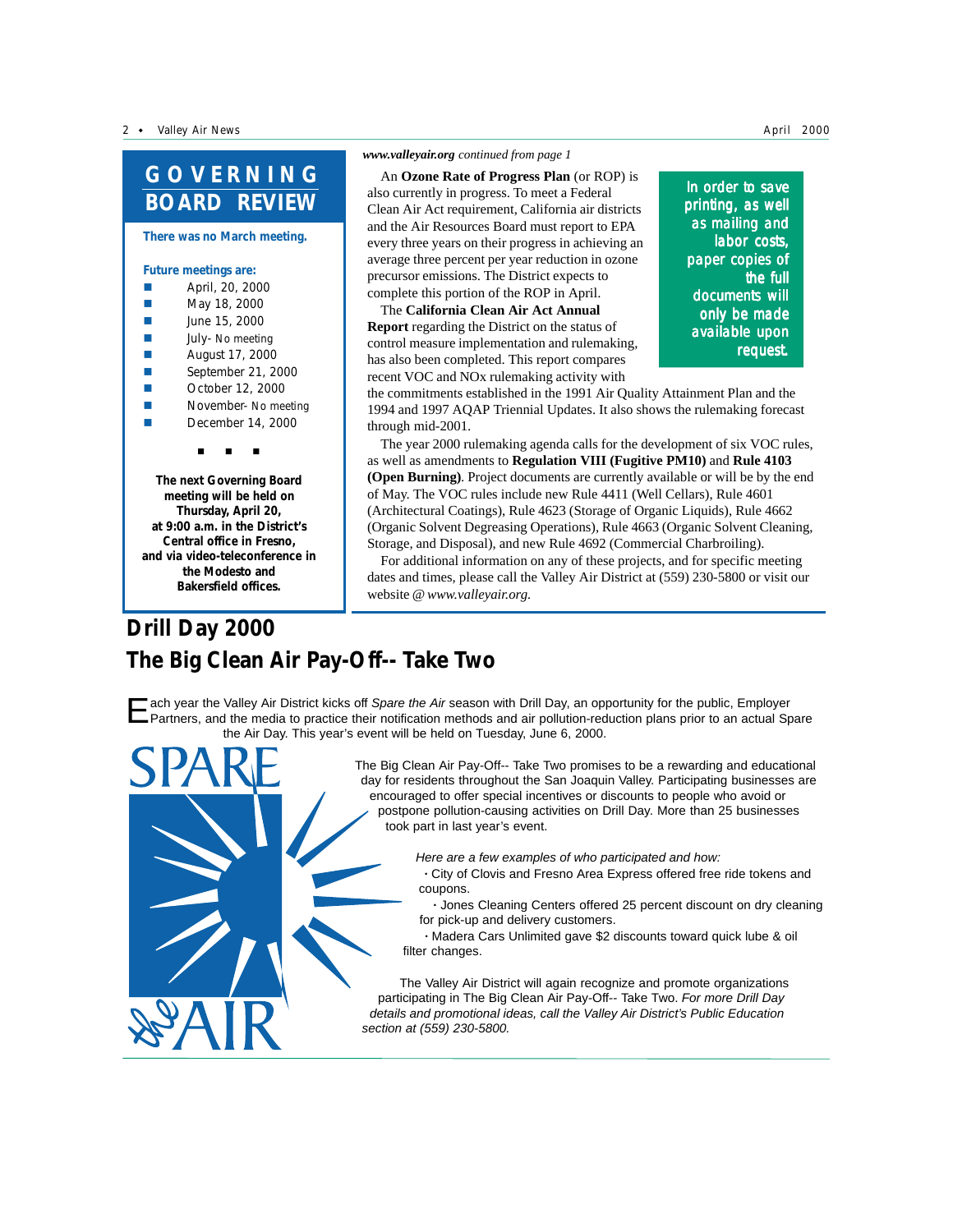## GOVERNING BOARD REVIEW

**There was no March meeting.**

**Future meetings are:**

- April, 20, 2000
- May 18, 2000
- June 15, 2000
- July- No meeting
- August 17, 2000
- September 21, 2000
- October 12, 2000
- November- No meeting
- December 14, 2000

■ ■ ■

**The next Governing Board meeting will be held on Thursday, April 20, at 9:00 a.m. in the District's Central office in Fresno, and via video-teleconference in the Modesto and Bakersfield offices.**

***www.valleyair.org*** *continued from page 1*

An **Ozone Rate of Progress Plan** (or ROP) is also currently in progress. To meet a Federal Clean Air Act requirement, California air districts and the Air Resources Board must report to EPA every three years on their progress in achieving an average three percent per year reduction in ozone precursor emissions. The District expects to complete this portion of the ROP in April.

The **California Clean Air Act Annual Report** regarding the District on the status of control measure implementation and rulemaking, has also been completed. This report compares recent VOC and NOx rulemaking activity with the commitments established in the 1991 Air Quality Attainment Plan and the 1994 and 1997 AQAP Triennial Updates. It also shows the rulemaking forecast through mid-2001.

In order to save printing, as well as mailing and labor costs, paper copies of the full documents will only be made available upon request.

The year 2000 rulemaking agenda calls for the development of six VOC rules, as well as amendments to **Regulation VIII (Fugitive PM10)** and **Rule 4103 (Open Burning)**. Project documents are currently available or will be by the end of May. The VOC rules include new Rule 4411 (Well Cellars), Rule 4601 (Architectural Coatings), Rule 4623 (Storage of Organic Liquids), Rule 4662 (Organic Solvent Degreasing Operations), Rule 4663 (Organic Solvent Cleaning, Storage, and Disposal), and new Rule 4692 (Commercial Charbroiling).

For additional information on any of these projects, and for specific meeting dates and times, please call the Valley Air District at (559) 230-5800 or visit our website @ *www.valleyair.org.*

# Drill Day 2000
# The Big Clean Air Pay-Off-- Take Two

Each year the Valley Air District kicks off *Spare the Air* season with Drill Day, an opportunity for the public, Employer Partners, and the media to practice their notification methods and air pollution-reduction plans prior to an actual Spare the Air Day. This year's event will be held on Tuesday, June 6, 2000.

The Big Clean Air Pay-Off-- Take Two promises to be a rewarding and educational day for residents throughout the San Joaquin Valley. Participating businesses are encouraged to offer special incentives or discounts to people who avoid or postpone pollution-causing activities on Drill Day. More than 25 businesses took part in last year's event.

*Here are a few examples of who participated and how:*

- City of Clovis and Fresno Area Express offered free ride tokens and coupons.
- Jones Cleaning Centers offered 25 percent discount on dry cleaning for pick-up and delivery customers.
- Madera Cars Unlimited gave $2 discounts toward quick lube & oil filter changes.

The Valley Air District will again recognize and promote organizations participating in The Big Clean Air Pay-Off-- Take Two. *For more Drill Day details and promotional ideas, call the Valley Air District's Public Education section at (559) 230-5800.*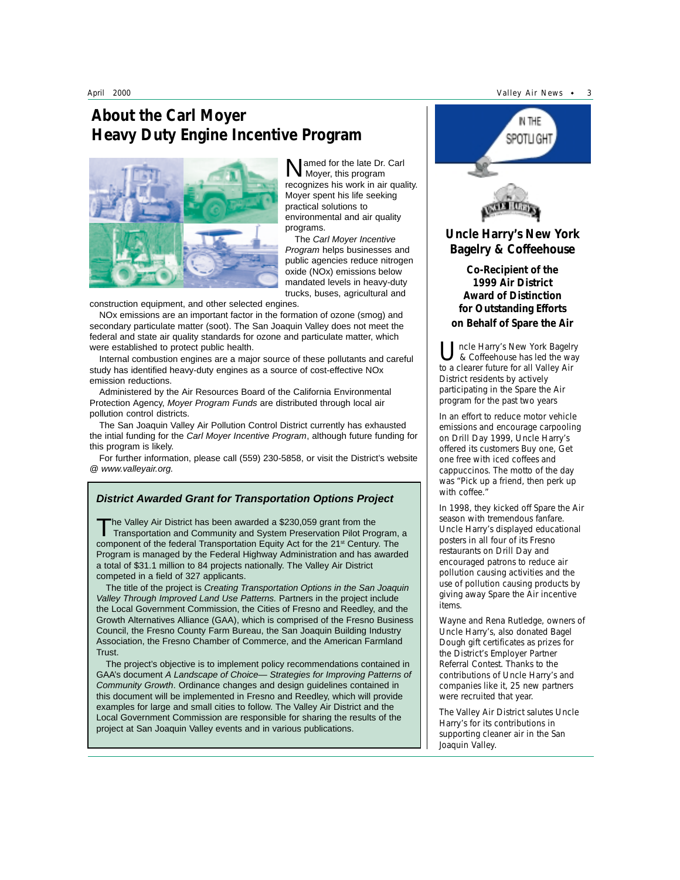# About the Carl Moyer Heavy Duty Engine Incentive Program

Named for the late Dr. Carl Moyer, this program recognizes his work in air quality. Moyer spent his life seeking practical solutions to environmental and air quality programs.

The *Carl Moyer Incentive Program* helps businesses and public agencies reduce nitrogen oxide (NOx) emissions below mandated levels in heavy-duty trucks, buses, agricultural and construction equipment, and other selected engines.

NOx emissions are an important factor in the formation of ozone (smog) and secondary particulate matter (soot). The San Joaquin Valley does not meet the federal and state air quality standards for ozone and particulate matter, which were established to protect public health.

Internal combustion engines are a major source of these pollutants and careful study has identified heavy-duty engines as a source of cost-effective NOx emission reductions.

Administered by the Air Resources Board of the California Environmental Protection Agency, *Moyer Program Funds* are distributed through local air pollution control districts.

The San Joaquin Valley Air Pollution Control District currently has exhausted the intial funding for the *Carl Moyer Incentive Program*, although future funding for this program is likely.

For further information, please call (559) 230-5858, or visit the District's website @ *www.valleyair.org.*

### *District Awarded Grant for Transportation Options Project*

The Valley Air District has been awarded a $230,059 grant from the Transportation and Community and System Preservation Pilot Program, a component of the federal Transportation Equity Act for the 21st Century. The Program is managed by the Federal Highway Administration and has awarded a total of $31.1 million to 84 projects nationally. The Valley Air District competed in a field of 327 applicants.

The title of the project is *Creating Transportation Options in the San Joaquin Valley Through Improved Land Use Patterns.* Partners in the project include the Local Government Commission, the Cities of Fresno and Reedley, and the Growth Alternatives Alliance (GAA), which is comprised of the Fresno Business Council, the Fresno County Farm Bureau, the San Joaquin Building Industry Association, the Fresno Chamber of Commerce, and the American Farmland Trust.

The project's objective is to implement policy recommendations contained in GAA's document *A Landscape of Choice— Strategies for Improving Patterns of Community Growth*. Ordinance changes and design guidelines contained in this document will be implemented in Fresno and Reedley, which will provide examples for large and small cities to follow. The Valley Air District and the Local Government Commission are responsible for sharing the results of the project at San Joaquin Valley events and in various publications.

IN THE SPOTLIGHT

## Uncle Harry's New York Bagelry & Coffeehouse

**Co-Recipient of the 1999 Air District Award of Distinction for Outstanding Efforts on Behalf of Spare the Air**

Uncle Harry's New York Bagelry & Coffeehouse has led the way to a clearer future for all Valley Air District residents by actively participating in the Spare the Air program for the past two years

In an effort to reduce motor vehicle emissions and encourage carpooling on Drill Day 1999, Uncle Harry's offered its customers Buy one, Get one free with iced coffees and cappuccinos. The motto of the day was "Pick up a friend, then perk up with coffee."

In 1998, they kicked off Spare the Air season with tremendous fanfare. Uncle Harry's displayed educational posters in all four of its Fresno restaurants on Drill Day and encouraged patrons to reduce air pollution causing activities and the use of pollution causing products by giving away Spare the Air incentive items.

Wayne and Rena Rutledge, owners of Uncle Harry's, also donated Bagel Dough gift certificates as prizes for the District's Employer Partner Referral Contest. Thanks to the contributions of Uncle Harry's and companies like it, 25 new partners were recruited that year.

The Valley Air District salutes Uncle Harry's for its contributions in supporting cleaner air in the San Joaquin Valley.